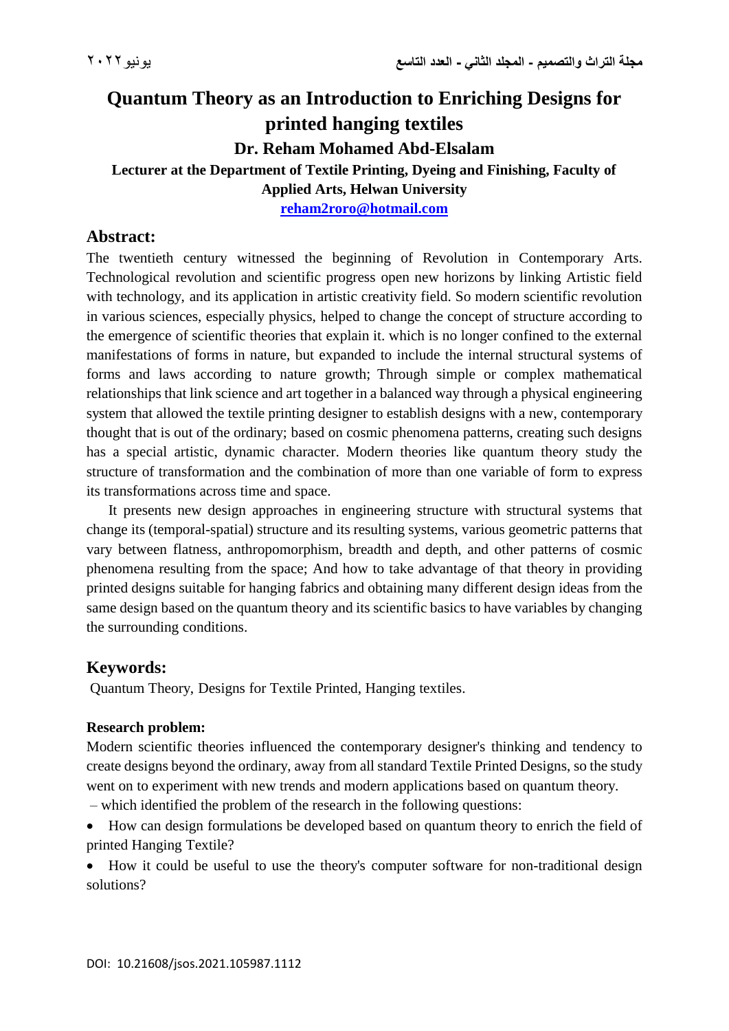# Quantum Theory as an Introduction to Enriching Designs for printed hanging textiles

## Dr. Reham Mohamed Abd-Elsalam

**Lecturer at the Department of Textile Printing, Dyeing and Finishing, Faculty of Applied Arts, Helwan University**

**reham2roro@hotmail.com**

## Abstract:

The twentieth century witnessed the beginning of Revolution in Contemporary Arts. Technological revolution and scientific progress open new horizons by linking Artistic field with technology, and its application in artistic creativity field. So modern scientific revolution in various sciences, especially physics, helped to change the concept of structure according to the emergence of scientific theories that explain it. which is no longer confined to the external manifestations of forms in nature, but expanded to include the internal structural systems of forms and laws according to nature growth; Through simple or complex mathematical relationships that link science and art together in a balanced way through a physical engineering system that allowed the textile printing designer to establish designs with a new, contemporary thought that is out of the ordinary; based on cosmic phenomena patterns, creating such designs has a special artistic, dynamic character. Modern theories like quantum theory study the structure of transformation and the combination of more than one variable of form to express its transformations across time and space.

It presents new design approaches in engineering structure with structural systems that change its (temporal-spatial) structure and its resulting systems, various geometric patterns that vary between flatness, anthropomorphism, breadth and depth, and other patterns of cosmic phenomena resulting from the space; And how to take advantage of that theory in providing printed designs suitable for hanging fabrics and obtaining many different design ideas from the same design based on the quantum theory and its scientific basics to have variables by changing the surrounding conditions.

## Keywords:

Quantum Theory, Designs for Textile Printed, Hanging textiles.

**Research problem:**

Modern scientific theories influenced the contemporary designer's thinking and tendency to create designs beyond the ordinary, away from all standard Textile Printed Designs, so the study went on to experiment with new trends and modern applications based on quantum theory.

– which identified the problem of the research in the following questions:

- How can design formulations be developed based on quantum theory to enrich the field of printed Hanging Textile?
- How it could be useful to use the theory's computer software for non-traditional design solutions?

DOI: 10.21608/jsos.2021.105987.1112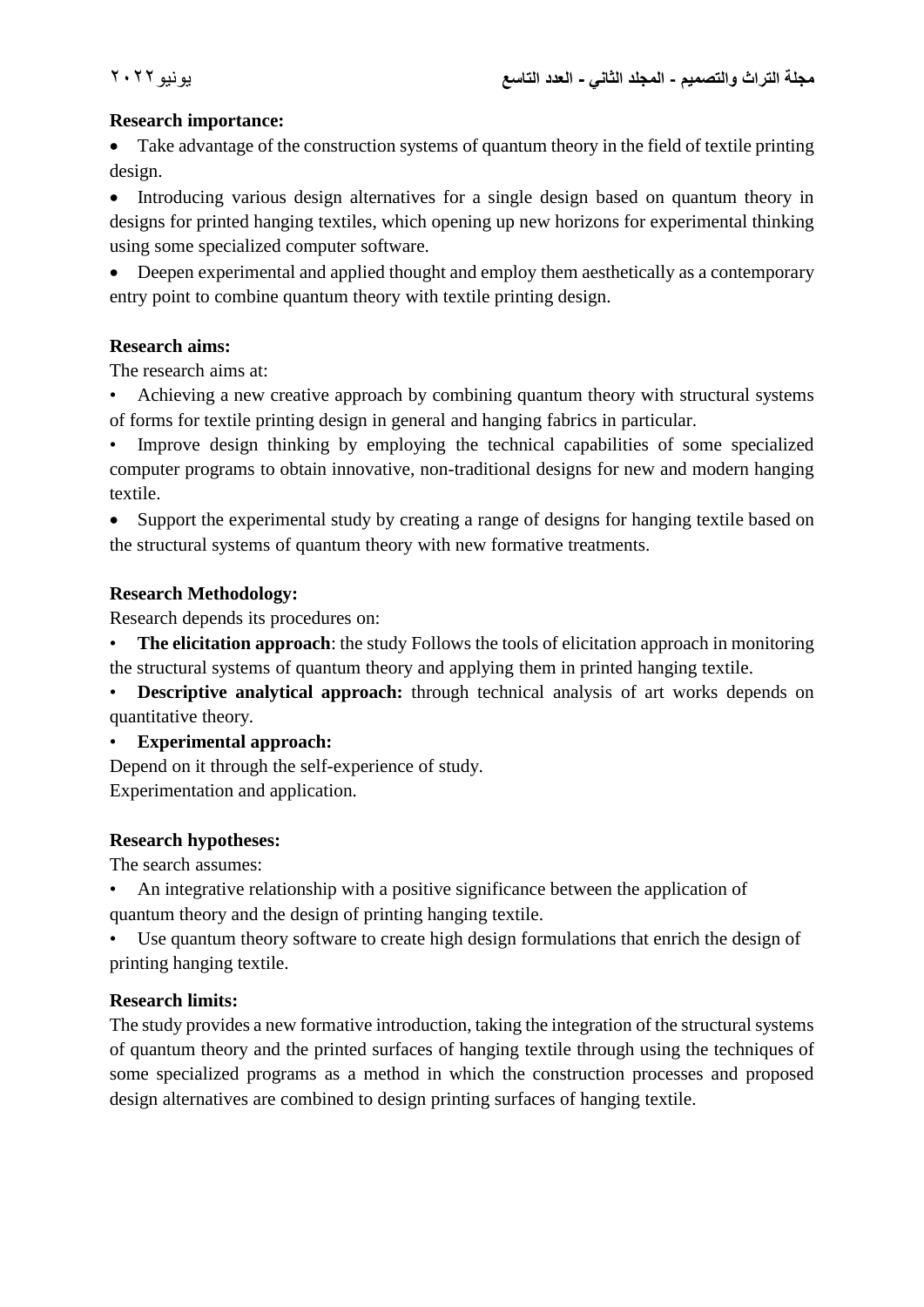**Research importance:**

- Take advantage of the construction systems of quantum theory in the field of textile printing design.
- Introducing various design alternatives for a single design based on quantum theory in designs for printed hanging textiles, which opening up new horizons for experimental thinking using some specialized computer software.
- Deepen experimental and applied thought and employ them aesthetically as a contemporary entry point to combine quantum theory with textile printing design.

**Research aims:**

The research aims at:

- Achieving a new creative approach by combining quantum theory with structural systems of forms for textile printing design in general and hanging fabrics in particular.
- Improve design thinking by employing the technical capabilities of some specialized computer programs to obtain innovative, non-traditional designs for new and modern hanging textile.
- Support the experimental study by creating a range of designs for hanging textile based on the structural systems of quantum theory with new formative treatments.

**Research Methodology:**

Research depends its procedures on:

- **The elicitation approach**: the study Follows the tools of elicitation approach in monitoring the structural systems of quantum theory and applying them in printed hanging textile.
- **Descriptive analytical approach:** through technical analysis of art works depends on quantitative theory.
- **Experimental approach:**

Depend on it through the self-experience of study.
Experimentation and application.

**Research hypotheses:**

The search assumes:

- An integrative relationship with a positive significance between the application of quantum theory and the design of printing hanging textile.
- Use quantum theory software to create high design formulations that enrich the design of printing hanging textile.

**Research limits:**

The study provides a new formative introduction, taking the integration of the structural systems of quantum theory and the printed surfaces of hanging textile through using the techniques of some specialized programs as a method in which the construction processes and proposed design alternatives are combined to design printing surfaces of hanging textile.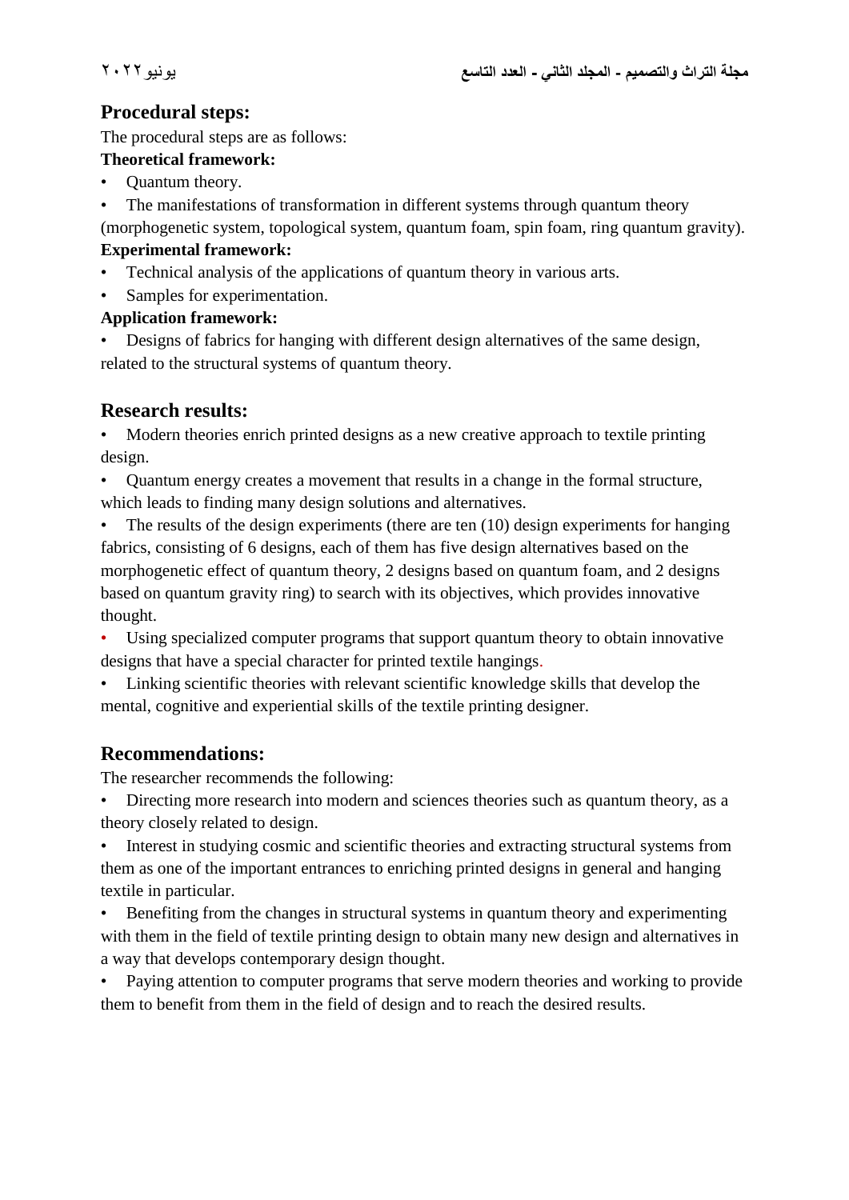## Procedural steps:

The procedural steps are as follows:

**Theoretical framework:**

- Quantum theory.
- The manifestations of transformation in different systems through quantum theory (morphogenetic system, topological system, quantum foam, spin foam, ring quantum gravity).

**Experimental framework:**

- Technical analysis of the applications of quantum theory in various arts.
- Samples for experimentation.

**Application framework:**

- Designs of fabrics for hanging with different design alternatives of the same design, related to the structural systems of quantum theory.

## Research results:

- Modern theories enrich printed designs as a new creative approach to textile printing design.
- Quantum energy creates a movement that results in a change in the formal structure, which leads to finding many design solutions and alternatives.
- The results of the design experiments (there are ten (10) design experiments for hanging fabrics, consisting of 6 designs, each of them has five design alternatives based on the morphogenetic effect of quantum theory, 2 designs based on quantum foam, and 2 designs based on quantum gravity ring) to search with its objectives, which provides innovative thought.
- Using specialized computer programs that support quantum theory to obtain innovative designs that have a special character for printed textile hangings.
- Linking scientific theories with relevant scientific knowledge skills that develop the mental, cognitive and experiential skills of the textile printing designer.

## Recommendations:

The researcher recommends the following:

- Directing more research into modern and sciences theories such as quantum theory, as a theory closely related to design.
- Interest in studying cosmic and scientific theories and extracting structural systems from them as one of the important entrances to enriching printed designs in general and hanging textile in particular.
- Benefiting from the changes in structural systems in quantum theory and experimenting with them in the field of textile printing design to obtain many new design and alternatives in a way that develops contemporary design thought.
- Paying attention to computer programs that serve modern theories and working to provide them to benefit from them in the field of design and to reach the desired results.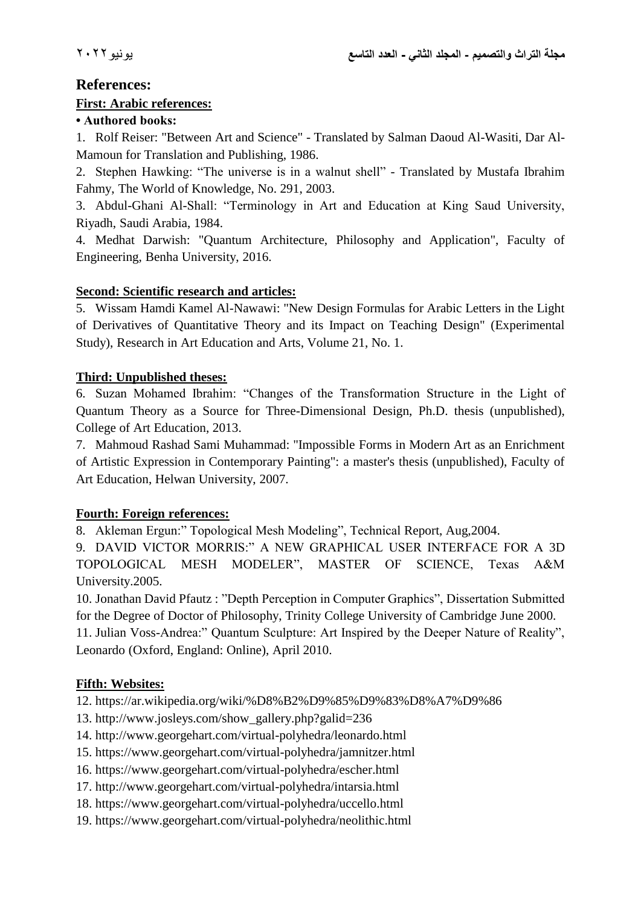# References:

## First: Arabic references:

**• Authored books:**

1. Rolf Reiser: "Between Art and Science" - Translated by Salman Daoud Al-Wasiti, Dar Al-Mamoun for Translation and Publishing, 1986.
2. Stephen Hawking: "The universe is in a walnut shell" - Translated by Mustafa Ibrahim Fahmy, The World of Knowledge, No. 291, 2003.
3. Abdul-Ghani Al-Shall: "Terminology in Art and Education at King Saud University, Riyadh, Saudi Arabia, 1984.
4. Medhat Darwish: "Quantum Architecture, Philosophy and Application", Faculty of Engineering, Benha University, 2016.

## Second: Scientific research and articles:

5. Wissam Hamdi Kamel Al-Nawawi: "New Design Formulas for Arabic Letters in the Light of Derivatives of Quantitative Theory and its Impact on Teaching Design" (Experimental Study), Research in Art Education and Arts, Volume 21, No. 1.

## Third: Unpublished theses:

6. Suzan Mohamed Ibrahim: "Changes of the Transformation Structure in the Light of Quantum Theory as a Source for Three-Dimensional Design, Ph.D. thesis (unpublished), College of Art Education, 2013.
7. Mahmoud Rashad Sami Muhammad: "Impossible Forms in Modern Art as an Enrichment of Artistic Expression in Contemporary Painting": a master's thesis (unpublished), Faculty of Art Education, Helwan University, 2007.

## Fourth: Foreign references:

8. Akleman Ergun:" Topological Mesh Modeling", Technical Report, Aug,2004.
9. DAVID VICTOR MORRIS:" A NEW GRAPHICAL USER INTERFACE FOR A 3D TOPOLOGICAL MESH MODELER", MASTER OF SCIENCE, Texas A&M University.2005.
10. Jonathan David Pfautz : "Depth Perception in Computer Graphics", Dissertation Submitted for the Degree of Doctor of Philosophy, Trinity College University of Cambridge June 2000.
11. Julian Voss-Andrea:" Quantum Sculpture: Art Inspired by the Deeper Nature of Reality", Leonardo (Oxford, England: Online), April 2010.

## Fifth: Websites:

12. https://ar.wikipedia.org/wiki/%D8%B2%D9%85%D9%83%D8%A7%D9%86
13. http://www.josleys.com/show_gallery.php?galid=236
14. http://www.georgehart.com/virtual-polyhedra/leonardo.html
15. https://www.georgehart.com/virtual-polyhedra/jamnitzer.html
16. https://www.georgehart.com/virtual-polyhedra/escher.html
17. http://www.georgehart.com/virtual-polyhedra/intarsia.html
18. https://www.georgehart.com/virtual-polyhedra/uccello.html
19. https://www.georgehart.com/virtual-polyhedra/neolithic.html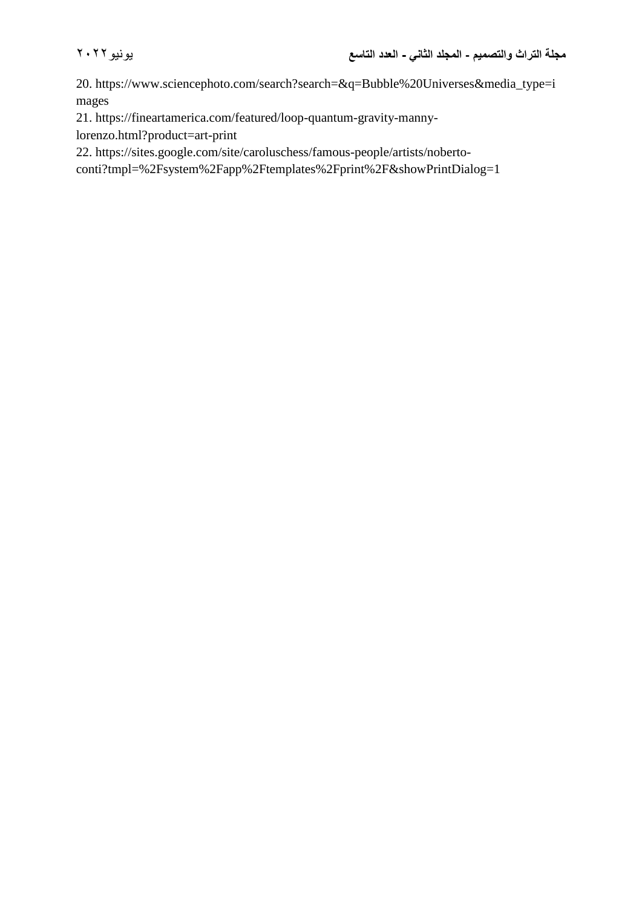20. https://www.sciencephoto.com/search?search=&q=Bubble%20Universes&media_type=images

21. https://fineartamerica.com/featured/loop-quantum-gravity-manny-lorenzo.html?product=art-print

22. https://sites.google.com/site/caroluschess/famous-people/artists/noberto-conti?tmpl=%2Fsystem%2Fapp%2Ftemplates%2Fprint%2F&showPrintDialog=1